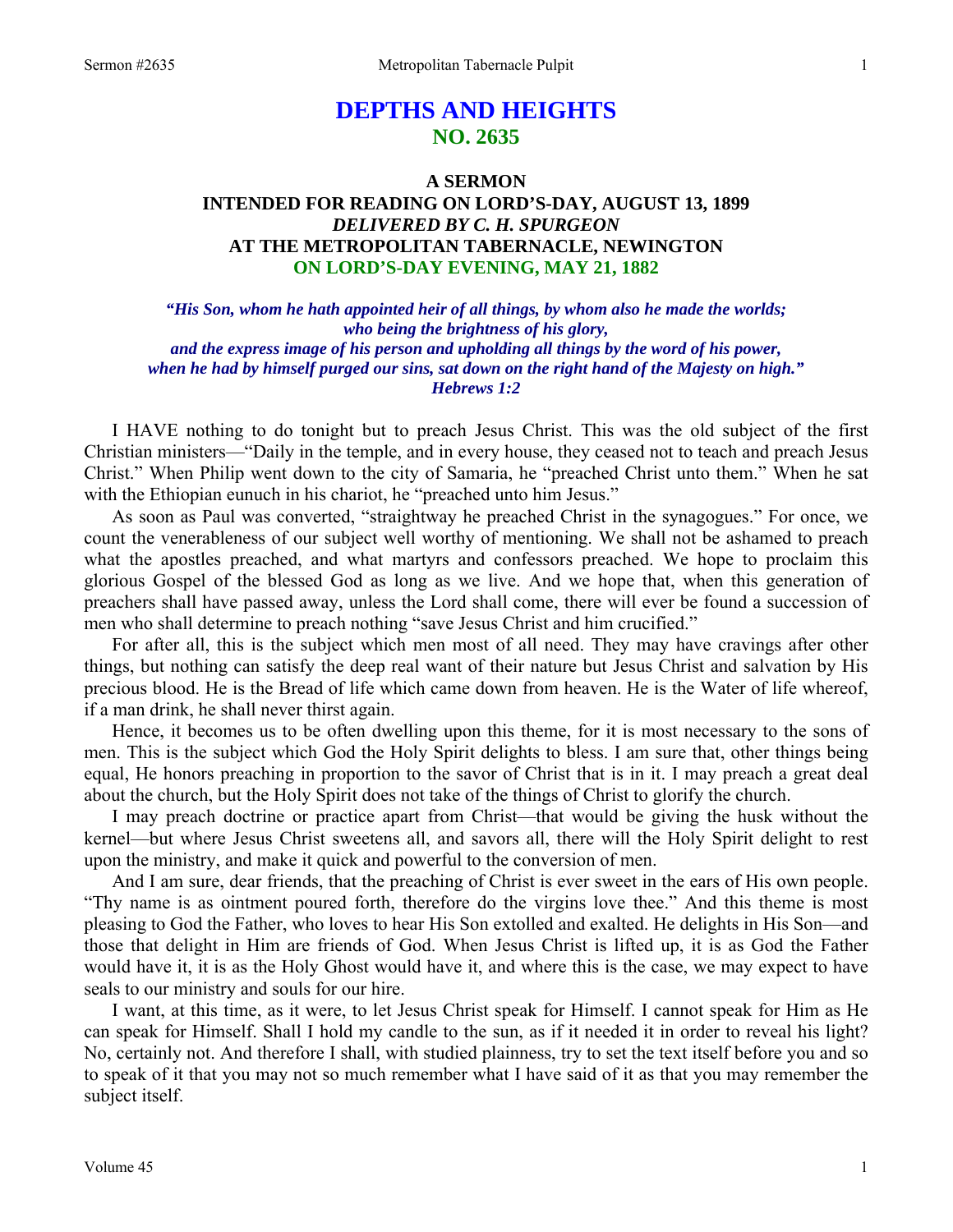# DEPTHS AND HEIGHTS
## NO. 2635

### A SERMON
### INTENDED FOR READING ON LORD'S-DAY, AUGUST 13, 1899
### *DELIVERED BY C. H. SPURGEON*
### AT THE METROPOLITAN TABERNACLE, NEWINGTON
### ON LORD'S-DAY EVENING, MAY 21, 1882

***"His Son, whom he hath appointed heir of all things, by whom also he made the worlds; who being the brightness of his glory, and the express image of his person and upholding all things by the word of his power, when he had by himself purged our sins, sat down on the right hand of the Majesty on high." Hebrews 1:2***

I HAVE nothing to do tonight but to preach Jesus Christ. This was the old subject of the first Christian ministers—"Daily in the temple, and in every house, they ceased not to teach and preach Jesus Christ." When Philip went down to the city of Samaria, he "preached Christ unto them." When he sat with the Ethiopian eunuch in his chariot, he "preached unto him Jesus."

As soon as Paul was converted, "straightway he preached Christ in the synagogues." For once, we count the venerableness of our subject well worthy of mentioning. We shall not be ashamed to preach what the apostles preached, and what martyrs and confessors preached. We hope to proclaim this glorious Gospel of the blessed God as long as we live. And we hope that, when this generation of preachers shall have passed away, unless the Lord shall come, there will ever be found a succession of men who shall determine to preach nothing "save Jesus Christ and him crucified."

For after all, this is the subject which men most of all need. They may have cravings after other things, but nothing can satisfy the deep real want of their nature but Jesus Christ and salvation by His precious blood. He is the Bread of life which came down from heaven. He is the Water of life whereof, if a man drink, he shall never thirst again.

Hence, it becomes us to be often dwelling upon this theme, for it is most necessary to the sons of men. This is the subject which God the Holy Spirit delights to bless. I am sure that, other things being equal, He honors preaching in proportion to the savor of Christ that is in it. I may preach a great deal about the church, but the Holy Spirit does not take of the things of Christ to glorify the church.

I may preach doctrine or practice apart from Christ—that would be giving the husk without the kernel—but where Jesus Christ sweetens all, and savors all, there will the Holy Spirit delight to rest upon the ministry, and make it quick and powerful to the conversion of men.

And I am sure, dear friends, that the preaching of Christ is ever sweet in the ears of His own people. "Thy name is as ointment poured forth, therefore do the virgins love thee." And this theme is most pleasing to God the Father, who loves to hear His Son extolled and exalted. He delights in His Son—and those that delight in Him are friends of God. When Jesus Christ is lifted up, it is as God the Father would have it, it is as the Holy Ghost would have it, and where this is the case, we may expect to have seals to our ministry and souls for our hire.

I want, at this time, as it were, to let Jesus Christ speak for Himself. I cannot speak for Him as He can speak for Himself. Shall I hold my candle to the sun, as if it needed it in order to reveal his light? No, certainly not. And therefore I shall, with studied plainness, try to set the text itself before you and so to speak of it that you may not so much remember what I have said of it as that you may remember the subject itself.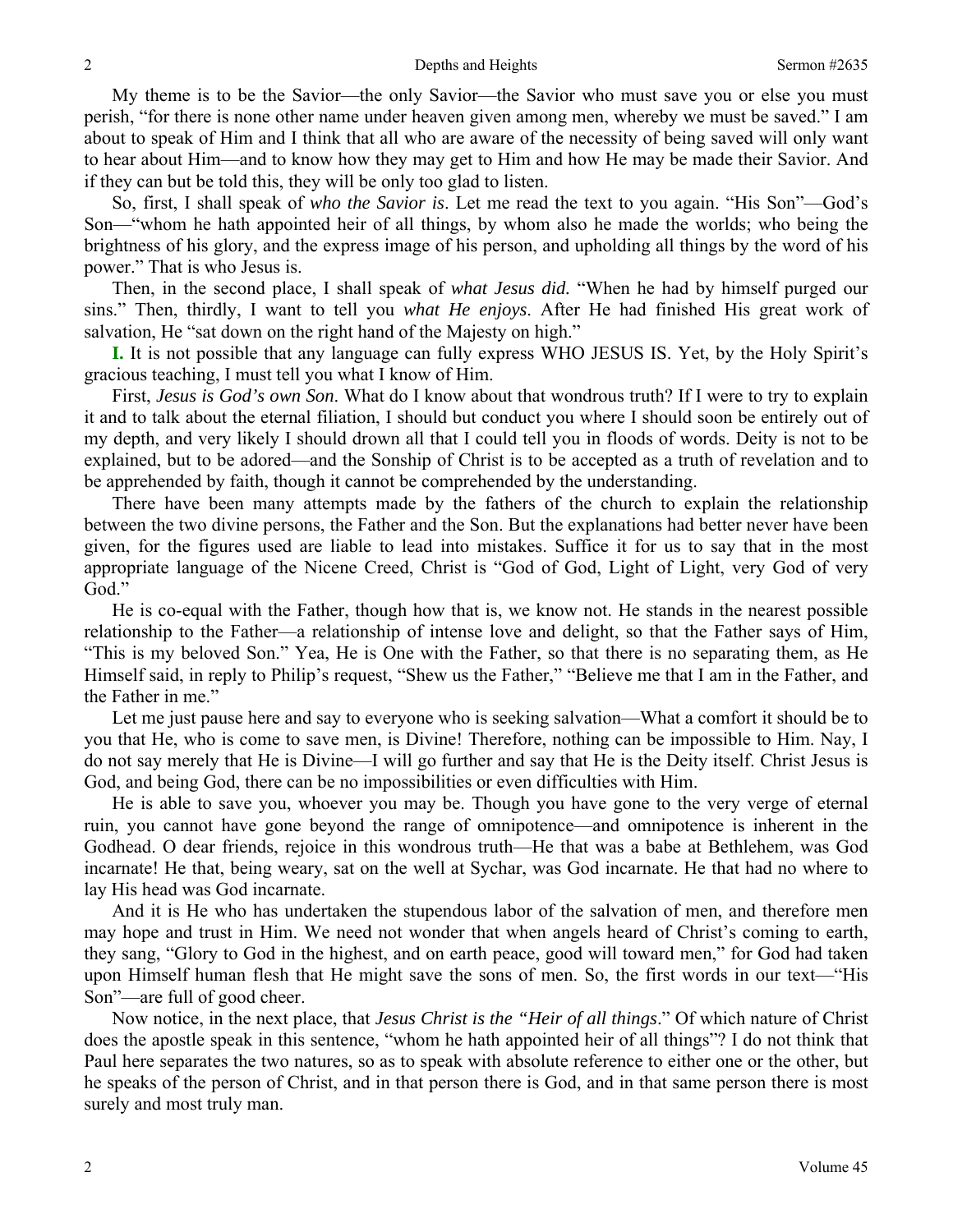My theme is to be the Savior—the only Savior—the Savior who must save you or else you must perish, "for there is none other name under heaven given among men, whereby we must be saved." I am about to speak of Him and I think that all who are aware of the necessity of being saved will only want to hear about Him—and to know how they may get to Him and how He may be made their Savior. And if they can but be told this, they will be only too glad to listen.

So, first, I shall speak of *who the Savior is*. Let me read the text to you again. "His Son"—God's Son—"whom he hath appointed heir of all things, by whom also he made the worlds; who being the brightness of his glory, and the express image of his person, and upholding all things by the word of his power." That is who Jesus is.

Then, in the second place, I shall speak of *what Jesus did.* "When he had by himself purged our sins." Then, thirdly, I want to tell you *what He enjoys*. After He had finished His great work of salvation, He "sat down on the right hand of the Majesty on high."

**I.** It is not possible that any language can fully express WHO JESUS IS. Yet, by the Holy Spirit's gracious teaching, I must tell you what I know of Him.

First, *Jesus is God's own Son*. What do I know about that wondrous truth? If I were to try to explain it and to talk about the eternal filiation, I should but conduct you where I should soon be entirely out of my depth, and very likely I should drown all that I could tell you in floods of words. Deity is not to be explained, but to be adored—and the Sonship of Christ is to be accepted as a truth of revelation and to be apprehended by faith, though it cannot be comprehended by the understanding.

There have been many attempts made by the fathers of the church to explain the relationship between the two divine persons, the Father and the Son. But the explanations had better never have been given, for the figures used are liable to lead into mistakes. Suffice it for us to say that in the most appropriate language of the Nicene Creed, Christ is "God of God, Light of Light, very God of very God."

He is co-equal with the Father, though how that is, we know not. He stands in the nearest possible relationship to the Father—a relationship of intense love and delight, so that the Father says of Him, "This is my beloved Son." Yea, He is One with the Father, so that there is no separating them, as He Himself said, in reply to Philip's request, "Shew us the Father," "Believe me that I am in the Father, and the Father in me."

Let me just pause here and say to everyone who is seeking salvation—What a comfort it should be to you that He, who is come to save men, is Divine! Therefore, nothing can be impossible to Him. Nay, I do not say merely that He is Divine—I will go further and say that He is the Deity itself. Christ Jesus is God, and being God, there can be no impossibilities or even difficulties with Him.

He is able to save you, whoever you may be. Though you have gone to the very verge of eternal ruin, you cannot have gone beyond the range of omnipotence—and omnipotence is inherent in the Godhead. O dear friends, rejoice in this wondrous truth—He that was a babe at Bethlehem, was God incarnate! He that, being weary, sat on the well at Sychar, was God incarnate. He that had no where to lay His head was God incarnate.

And it is He who has undertaken the stupendous labor of the salvation of men, and therefore men may hope and trust in Him. We need not wonder that when angels heard of Christ's coming to earth, they sang, "Glory to God in the highest, and on earth peace, good will toward men," for God had taken upon Himself human flesh that He might save the sons of men. So, the first words in our text—"His Son"—are full of good cheer.

Now notice, in the next place, that *Jesus Christ is the "Heir of all things*." Of which nature of Christ does the apostle speak in this sentence, "whom he hath appointed heir of all things"? I do not think that Paul here separates the two natures, so as to speak with absolute reference to either one or the other, but he speaks of the person of Christ, and in that person there is God, and in that same person there is most surely and most truly man.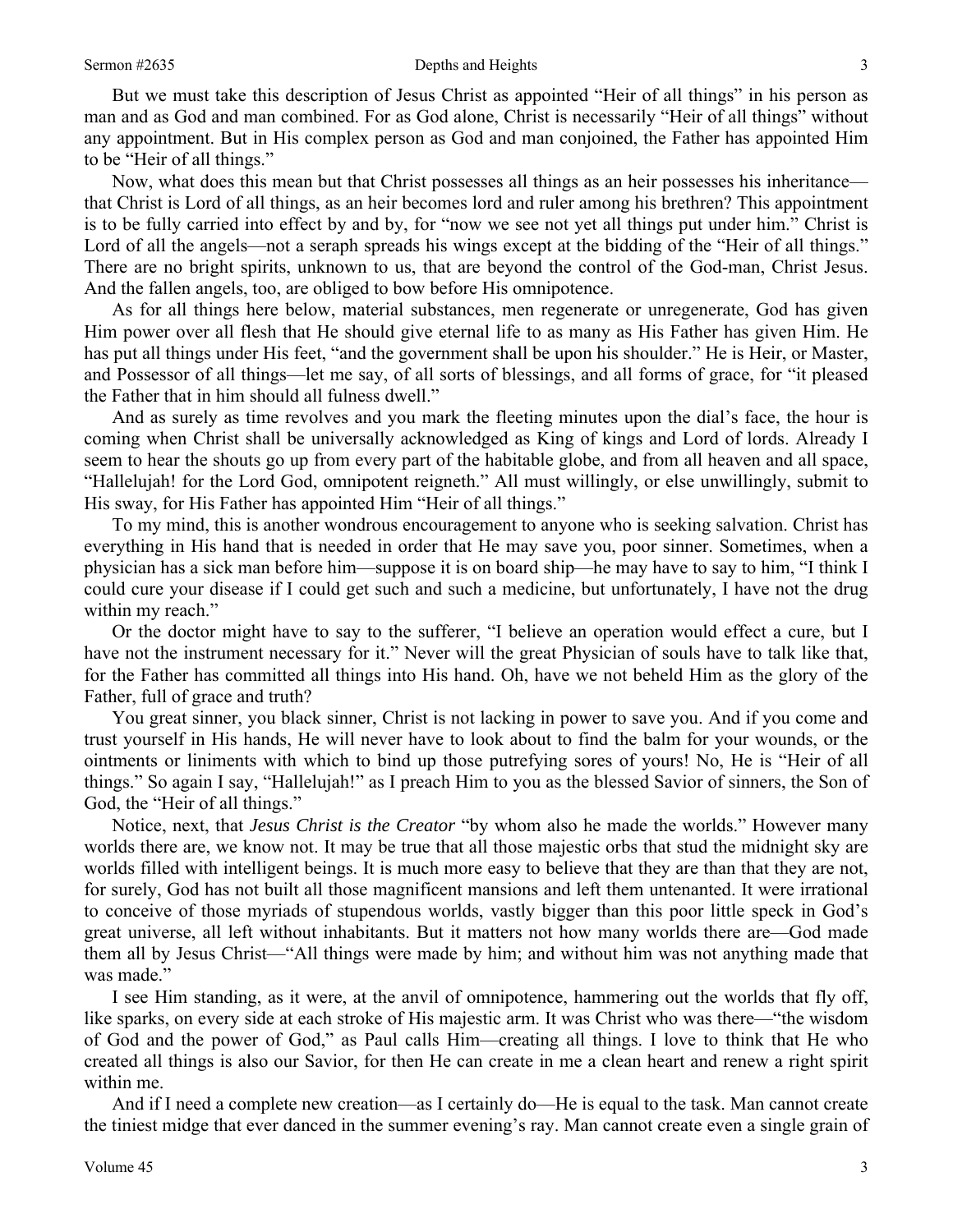But we must take this description of Jesus Christ as appointed "Heir of all things" in his person as man and as God and man combined. For as God alone, Christ is necessarily "Heir of all things" without any appointment. But in His complex person as God and man conjoined, the Father has appointed Him to be "Heir of all things."

Now, what does this mean but that Christ possesses all things as an heir possesses his inheritance—that Christ is Lord of all things, as an heir becomes lord and ruler among his brethren? This appointment is to be fully carried into effect by and by, for "now we see not yet all things put under him." Christ is Lord of all the angels—not a seraph spreads his wings except at the bidding of the "Heir of all things." There are no bright spirits, unknown to us, that are beyond the control of the God-man, Christ Jesus. And the fallen angels, too, are obliged to bow before His omnipotence.

As for all things here below, material substances, men regenerate or unregenerate, God has given Him power over all flesh that He should give eternal life to as many as His Father has given Him. He has put all things under His feet, "and the government shall be upon his shoulder." He is Heir, or Master, and Possessor of all things—let me say, of all sorts of blessings, and all forms of grace, for "it pleased the Father that in him should all fulness dwell."

And as surely as time revolves and you mark the fleeting minutes upon the dial's face, the hour is coming when Christ shall be universally acknowledged as King of kings and Lord of lords. Already I seem to hear the shouts go up from every part of the habitable globe, and from all heaven and all space, "Hallelujah! for the Lord God, omnipotent reigneth." All must willingly, or else unwillingly, submit to His sway, for His Father has appointed Him "Heir of all things."

To my mind, this is another wondrous encouragement to anyone who is seeking salvation. Christ has everything in His hand that is needed in order that He may save you, poor sinner. Sometimes, when a physician has a sick man before him—suppose it is on board ship—he may have to say to him, "I think I could cure your disease if I could get such and such a medicine, but unfortunately, I have not the drug within my reach."

Or the doctor might have to say to the sufferer, "I believe an operation would effect a cure, but I have not the instrument necessary for it." Never will the great Physician of souls have to talk like that, for the Father has committed all things into His hand. Oh, have we not beheld Him as the glory of the Father, full of grace and truth?

You great sinner, you black sinner, Christ is not lacking in power to save you. And if you come and trust yourself in His hands, He will never have to look about to find the balm for your wounds, or the ointments or liniments with which to bind up those putrefying sores of yours! No, He is "Heir of all things." So again I say, "Hallelujah!" as I preach Him to you as the blessed Savior of sinners, the Son of God, the "Heir of all things."

Notice, next, that *Jesus Christ is the Creator* "by whom also he made the worlds." However many worlds there are, we know not. It may be true that all those majestic orbs that stud the midnight sky are worlds filled with intelligent beings. It is much more easy to believe that they are than that they are not, for surely, God has not built all those magnificent mansions and left them untenanted. It were irrational to conceive of those myriads of stupendous worlds, vastly bigger than this poor little speck in God's great universe, all left without inhabitants. But it matters not how many worlds there are—God made them all by Jesus Christ—"All things were made by him; and without him was not anything made that was made."

I see Him standing, as it were, at the anvil of omnipotence, hammering out the worlds that fly off, like sparks, on every side at each stroke of His majestic arm. It was Christ who was there—"the wisdom of God and the power of God," as Paul calls Him—creating all things. I love to think that He who created all things is also our Savior, for then He can create in me a clean heart and renew a right spirit within me.

And if I need a complete new creation—as I certainly do—He is equal to the task. Man cannot create the tiniest midge that ever danced in the summer evening's ray. Man cannot create even a single grain of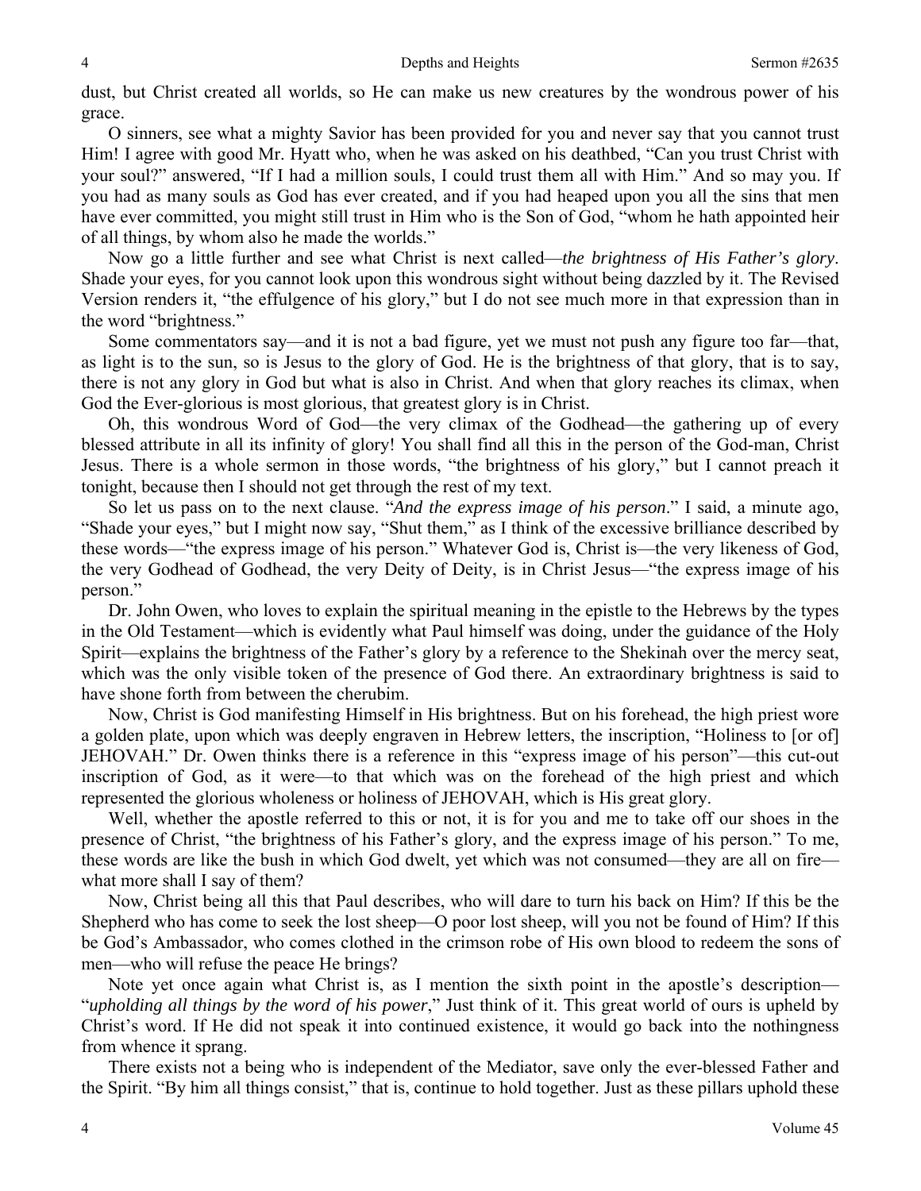dust, but Christ created all worlds, so He can make us new creatures by the wondrous power of his grace.

O sinners, see what a mighty Savior has been provided for you and never say that you cannot trust Him! I agree with good Mr. Hyatt who, when he was asked on his deathbed, "Can you trust Christ with your soul?" answered, "If I had a million souls, I could trust them all with Him." And so may you. If you had as many souls as God has ever created, and if you had heaped upon you all the sins that men have ever committed, you might still trust in Him who is the Son of God, "whom he hath appointed heir of all things, by whom also he made the worlds."

Now go a little further and see what Christ is next called—*the brightness of His Father's glory*. Shade your eyes, for you cannot look upon this wondrous sight without being dazzled by it. The Revised Version renders it, "the effulgence of his glory," but I do not see much more in that expression than in the word "brightness."

Some commentators say—and it is not a bad figure, yet we must not push any figure too far—that, as light is to the sun, so is Jesus to the glory of God. He is the brightness of that glory, that is to say, there is not any glory in God but what is also in Christ. And when that glory reaches its climax, when God the Ever-glorious is most glorious, that greatest glory is in Christ.

Oh, this wondrous Word of God—the very climax of the Godhead—the gathering up of every blessed attribute in all its infinity of glory! You shall find all this in the person of the God-man, Christ Jesus. There is a whole sermon in those words, "the brightness of his glory," but I cannot preach it tonight, because then I should not get through the rest of my text.

So let us pass on to the next clause. "*And the express image of his person*." I said, a minute ago, "Shade your eyes," but I might now say, "Shut them," as I think of the excessive brilliance described by these words—"the express image of his person." Whatever God is, Christ is—the very likeness of God, the very Godhead of Godhead, the very Deity of Deity, is in Christ Jesus—"the express image of his person."

Dr. John Owen, who loves to explain the spiritual meaning in the epistle to the Hebrews by the types in the Old Testament—which is evidently what Paul himself was doing, under the guidance of the Holy Spirit—explains the brightness of the Father's glory by a reference to the Shekinah over the mercy seat, which was the only visible token of the presence of God there. An extraordinary brightness is said to have shone forth from between the cherubim.

Now, Christ is God manifesting Himself in His brightness. But on his forehead, the high priest wore a golden plate, upon which was deeply engraven in Hebrew letters, the inscription, "Holiness to [or of] JEHOVAH." Dr. Owen thinks there is a reference in this "express image of his person"—this cut-out inscription of God, as it were—to that which was on the forehead of the high priest and which represented the glorious wholeness or holiness of JEHOVAH, which is His great glory.

Well, whether the apostle referred to this or not, it is for you and me to take off our shoes in the presence of Christ, "the brightness of his Father's glory, and the express image of his person." To me, these words are like the bush in which God dwelt, yet which was not consumed—they are all on fire—what more shall I say of them?

Now, Christ being all this that Paul describes, who will dare to turn his back on Him? If this be the Shepherd who has come to seek the lost sheep—O poor lost sheep, will you not be found of Him? If this be God's Ambassador, who comes clothed in the crimson robe of His own blood to redeem the sons of men—who will refuse the peace He brings?

Note yet once again what Christ is, as I mention the sixth point in the apostle's description—"*upholding all things by the word of his power*," Just think of it. This great world of ours is upheld by Christ's word. If He did not speak it into continued existence, it would go back into the nothingness from whence it sprang.

There exists not a being who is independent of the Mediator, save only the ever-blessed Father and the Spirit. "By him all things consist," that is, continue to hold together. Just as these pillars uphold these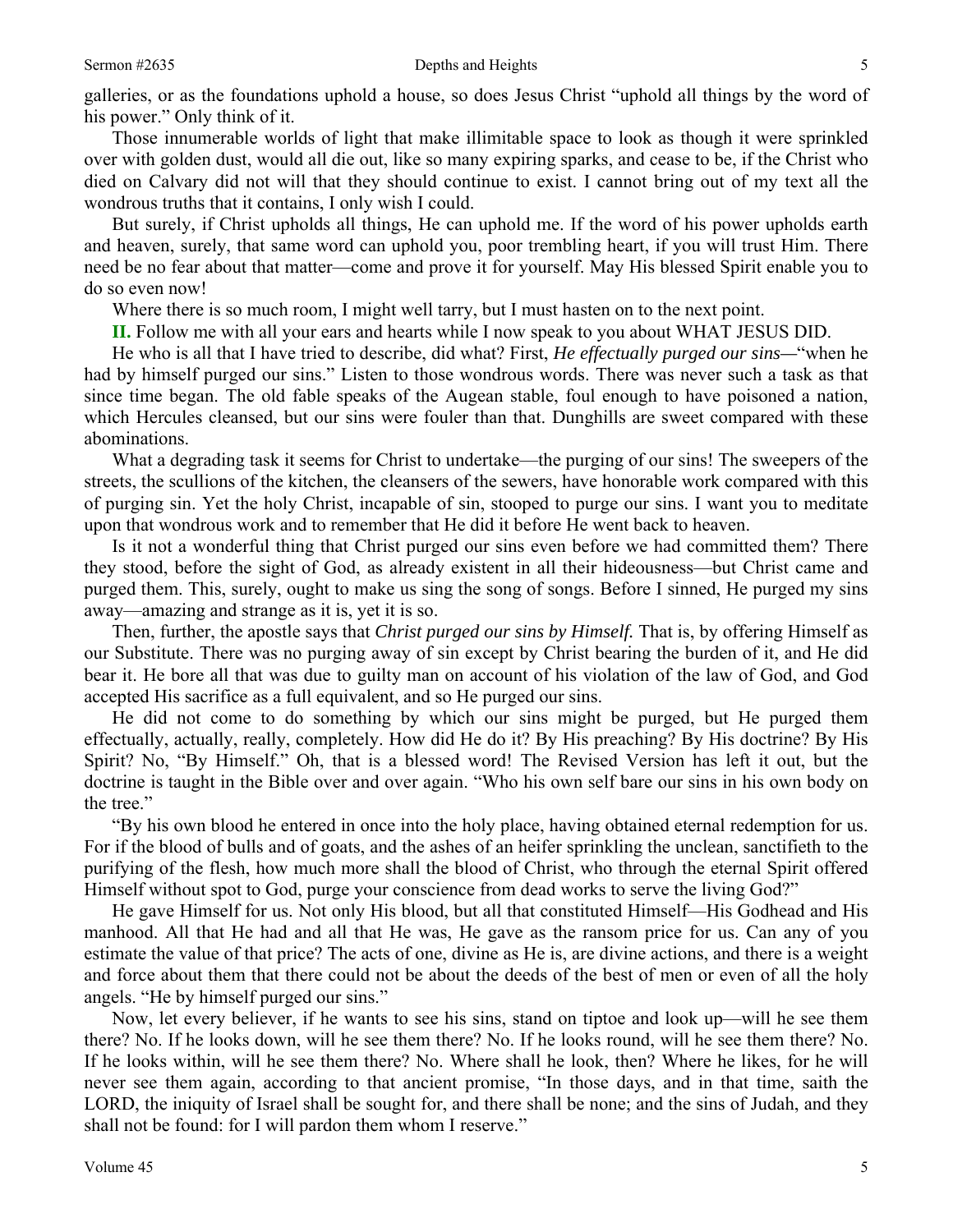galleries, or as the foundations uphold a house, so does Jesus Christ "uphold all things by the word of his power." Only think of it.

Those innumerable worlds of light that make illimitable space to look as though it were sprinkled over with golden dust, would all die out, like so many expiring sparks, and cease to be, if the Christ who died on Calvary did not will that they should continue to exist. I cannot bring out of my text all the wondrous truths that it contains, I only wish I could.

But surely, if Christ upholds all things, He can uphold me. If the word of his power upholds earth and heaven, surely, that same word can uphold you, poor trembling heart, if you will trust Him. There need be no fear about that matter—come and prove it for yourself. May His blessed Spirit enable you to do so even now!

Where there is so much room, I might well tarry, but I must hasten on to the next point.

**II.** Follow me with all your ears and hearts while I now speak to you about WHAT JESUS DID.

He who is all that I have tried to describe, did what? First, *He effectually purged our sins—*"when he had by himself purged our sins." Listen to those wondrous words. There was never such a task as that since time began. The old fable speaks of the Augean stable, foul enough to have poisoned a nation, which Hercules cleansed, but our sins were fouler than that. Dunghills are sweet compared with these abominations.

What a degrading task it seems for Christ to undertake—the purging of our sins! The sweepers of the streets, the scullions of the kitchen, the cleansers of the sewers, have honorable work compared with this of purging sin. Yet the holy Christ, incapable of sin, stooped to purge our sins. I want you to meditate upon that wondrous work and to remember that He did it before He went back to heaven.

Is it not a wonderful thing that Christ purged our sins even before we had committed them? There they stood, before the sight of God, as already existent in all their hideousness—but Christ came and purged them. This, surely, ought to make us sing the song of songs. Before I sinned, He purged my sins away—amazing and strange as it is, yet it is so.

Then, further, the apostle says that *Christ purged our sins by Himself.* That is, by offering Himself as our Substitute. There was no purging away of sin except by Christ bearing the burden of it, and He did bear it. He bore all that was due to guilty man on account of his violation of the law of God, and God accepted His sacrifice as a full equivalent, and so He purged our sins.

He did not come to do something by which our sins might be purged, but He purged them effectually, actually, really, completely. How did He do it? By His preaching? By His doctrine? By His Spirit? No, "By Himself." Oh, that is a blessed word! The Revised Version has left it out, but the doctrine is taught in the Bible over and over again. "Who his own self bare our sins in his own body on the tree."

"By his own blood he entered in once into the holy place, having obtained eternal redemption for us. For if the blood of bulls and of goats, and the ashes of an heifer sprinkling the unclean, sanctifieth to the purifying of the flesh, how much more shall the blood of Christ, who through the eternal Spirit offered Himself without spot to God, purge your conscience from dead works to serve the living God?"

He gave Himself for us. Not only His blood, but all that constituted Himself—His Godhead and His manhood. All that He had and all that He was, He gave as the ransom price for us. Can any of you estimate the value of that price? The acts of one, divine as He is, are divine actions, and there is a weight and force about them that there could not be about the deeds of the best of men or even of all the holy angels. "He by himself purged our sins."

Now, let every believer, if he wants to see his sins, stand on tiptoe and look up—will he see them there? No. If he looks down, will he see them there? No. If he looks round, will he see them there? No. If he looks within, will he see them there? No. Where shall he look, then? Where he likes, for he will never see them again, according to that ancient promise, "In those days, and in that time, saith the LORD, the iniquity of Israel shall be sought for, and there shall be none; and the sins of Judah, and they shall not be found: for I will pardon them whom I reserve."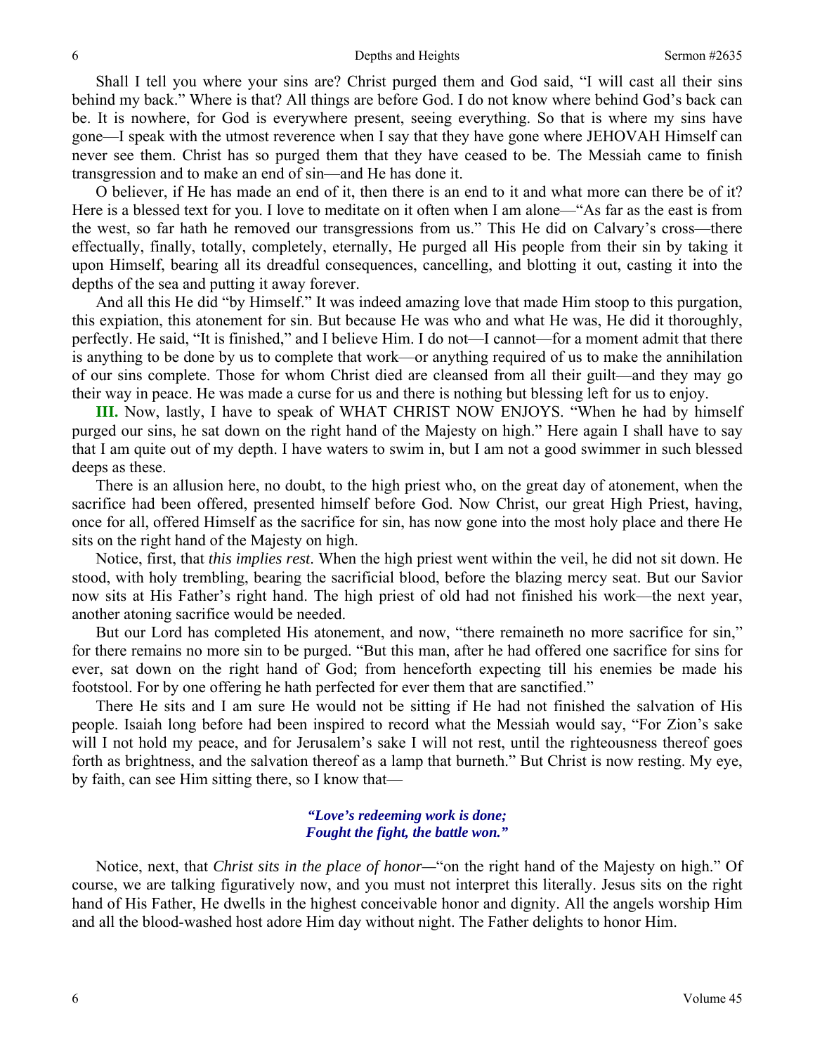Shall I tell you where your sins are? Christ purged them and God said, "I will cast all their sins behind my back." Where is that? All things are before God. I do not know where behind God's back can be. It is nowhere, for God is everywhere present, seeing everything. So that is where my sins have gone—I speak with the utmost reverence when I say that they have gone where JEHOVAH Himself can never see them. Christ has so purged them that they have ceased to be. The Messiah came to finish transgression and to make an end of sin—and He has done it.

O believer, if He has made an end of it, then there is an end to it and what more can there be of it? Here is a blessed text for you. I love to meditate on it often when I am alone—"As far as the east is from the west, so far hath he removed our transgressions from us." This He did on Calvary's cross—there effectually, finally, totally, completely, eternally, He purged all His people from their sin by taking it upon Himself, bearing all its dreadful consequences, cancelling, and blotting it out, casting it into the depths of the sea and putting it away forever.

And all this He did "by Himself." It was indeed amazing love that made Him stoop to this purgation, this expiation, this atonement for sin. But because He was who and what He was, He did it thoroughly, perfectly. He said, "It is finished," and I believe Him. I do not—I cannot—for a moment admit that there is anything to be done by us to complete that work—or anything required of us to make the annihilation of our sins complete. Those for whom Christ died are cleansed from all their guilt—and they may go their way in peace. He was made a curse for us and there is nothing but blessing left for us to enjoy.

**III.** Now, lastly, I have to speak of WHAT CHRIST NOW ENJOYS. "When he had by himself purged our sins, he sat down on the right hand of the Majesty on high." Here again I shall have to say that I am quite out of my depth. I have waters to swim in, but I am not a good swimmer in such blessed deeps as these.

There is an allusion here, no doubt, to the high priest who, on the great day of atonement, when the sacrifice had been offered, presented himself before God. Now Christ, our great High Priest, having, once for all, offered Himself as the sacrifice for sin, has now gone into the most holy place and there He sits on the right hand of the Majesty on high.

Notice, first, that *this implies rest*. When the high priest went within the veil, he did not sit down. He stood, with holy trembling, bearing the sacrificial blood, before the blazing mercy seat. But our Savior now sits at His Father's right hand. The high priest of old had not finished his work—the next year, another atoning sacrifice would be needed.

But our Lord has completed His atonement, and now, "there remaineth no more sacrifice for sin," for there remains no more sin to be purged. "But this man, after he had offered one sacrifice for sins for ever, sat down on the right hand of God; from henceforth expecting till his enemies be made his footstool. For by one offering he hath perfected for ever them that are sanctified."

There He sits and I am sure He would not be sitting if He had not finished the salvation of His people. Isaiah long before had been inspired to record what the Messiah would say, "For Zion's sake will I not hold my peace, and for Jerusalem's sake I will not rest, until the righteousness thereof goes forth as brightness, and the salvation thereof as a lamp that burneth." But Christ is now resting. My eye, by faith, can see Him sitting there, so I know that—

> ***"Love's redeeming work is done;***
> ***Fought the fight, the battle won."***

Notice, next, that *Christ sits in the place of honor—*"on the right hand of the Majesty on high." Of course, we are talking figuratively now, and you must not interpret this literally. Jesus sits on the right hand of His Father, He dwells in the highest conceivable honor and dignity. All the angels worship Him and all the blood-washed host adore Him day without night. The Father delights to honor Him.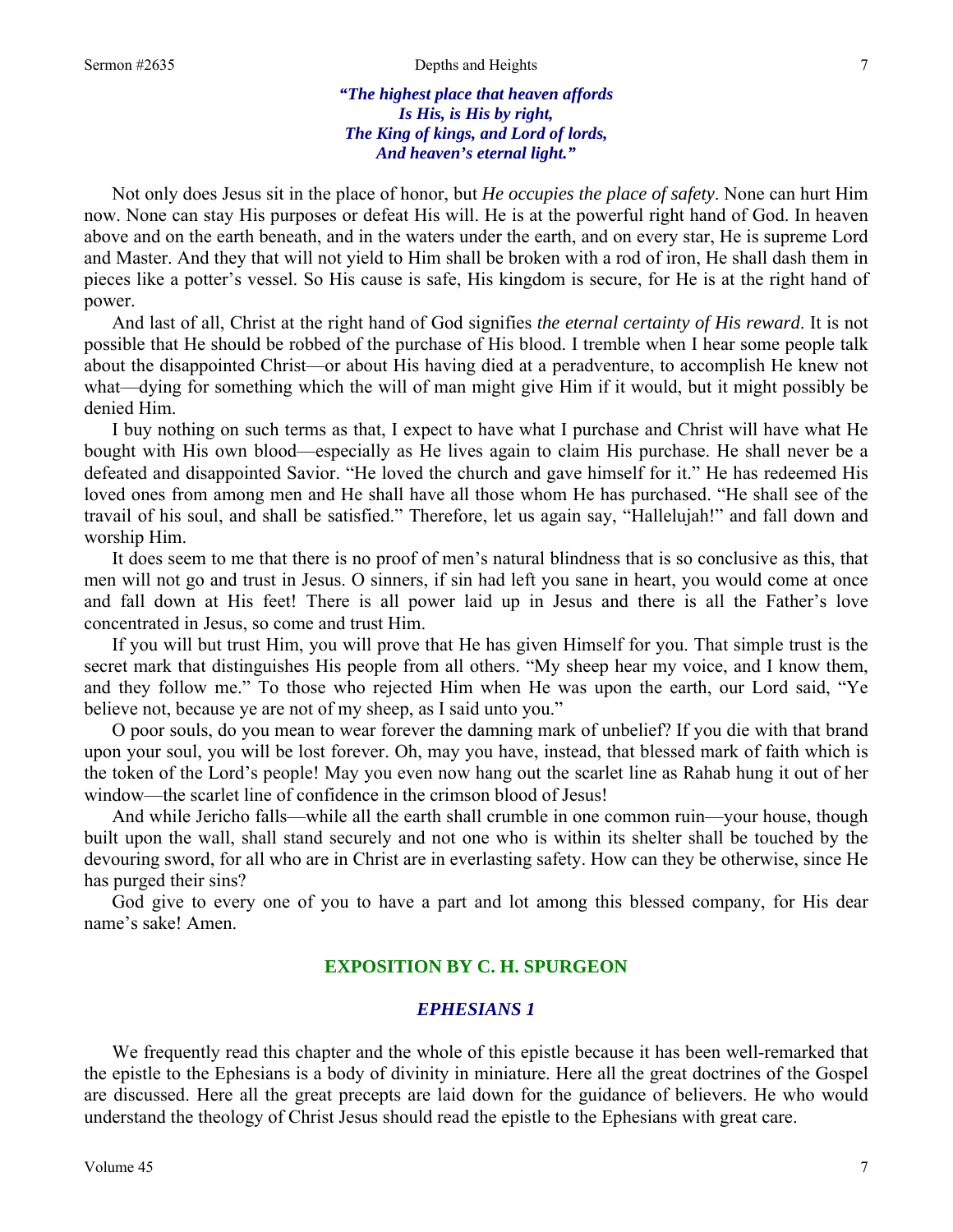***"The highest place that heaven affords***
***Is His, is His by right,***
***The King of kings, and Lord of lords,***
***And heaven's eternal light."***

Not only does Jesus sit in the place of honor, but *He occupies the place of safety*. None can hurt Him now. None can stay His purposes or defeat His will. He is at the powerful right hand of God. In heaven above and on the earth beneath, and in the waters under the earth, and on every star, He is supreme Lord and Master. And they that will not yield to Him shall be broken with a rod of iron, He shall dash them in pieces like a potter's vessel. So His cause is safe, His kingdom is secure, for He is at the right hand of power.

And last of all, Christ at the right hand of God signifies *the eternal certainty of His reward*. It is not possible that He should be robbed of the purchase of His blood. I tremble when I hear some people talk about the disappointed Christ—or about His having died at a peradventure, to accomplish He knew not what—dying for something which the will of man might give Him if it would, but it might possibly be denied Him.

I buy nothing on such terms as that, I expect to have what I purchase and Christ will have what He bought with His own blood—especially as He lives again to claim His purchase. He shall never be a defeated and disappointed Savior. "He loved the church and gave himself for it." He has redeemed His loved ones from among men and He shall have all those whom He has purchased. "He shall see of the travail of his soul, and shall be satisfied." Therefore, let us again say, "Hallelujah!" and fall down and worship Him.

It does seem to me that there is no proof of men's natural blindness that is so conclusive as this, that men will not go and trust in Jesus. O sinners, if sin had left you sane in heart, you would come at once and fall down at His feet! There is all power laid up in Jesus and there is all the Father's love concentrated in Jesus, so come and trust Him.

If you will but trust Him, you will prove that He has given Himself for you. That simple trust is the secret mark that distinguishes His people from all others. "My sheep hear my voice, and I know them, and they follow me." To those who rejected Him when He was upon the earth, our Lord said, "Ye believe not, because ye are not of my sheep, as I said unto you."

O poor souls, do you mean to wear forever the damning mark of unbelief? If you die with that brand upon your soul, you will be lost forever. Oh, may you have, instead, that blessed mark of faith which is the token of the Lord's people! May you even now hang out the scarlet line as Rahab hung it out of her window—the scarlet line of confidence in the crimson blood of Jesus!

And while Jericho falls—while all the earth shall crumble in one common ruin—your house, though built upon the wall, shall stand securely and not one who is within its shelter shall be touched by the devouring sword, for all who are in Christ are in everlasting safety. How can they be otherwise, since He has purged their sins?

God give to every one of you to have a part and lot among this blessed company, for His dear name's sake! Amen.

## EXPOSITION BY C. H. SPURGEON

### *EPHESIANS 1*

We frequently read this chapter and the whole of this epistle because it has been well-remarked that the epistle to the Ephesians is a body of divinity in miniature. Here all the great doctrines of the Gospel are discussed. Here all the great precepts are laid down for the guidance of believers. He who would understand the theology of Christ Jesus should read the epistle to the Ephesians with great care.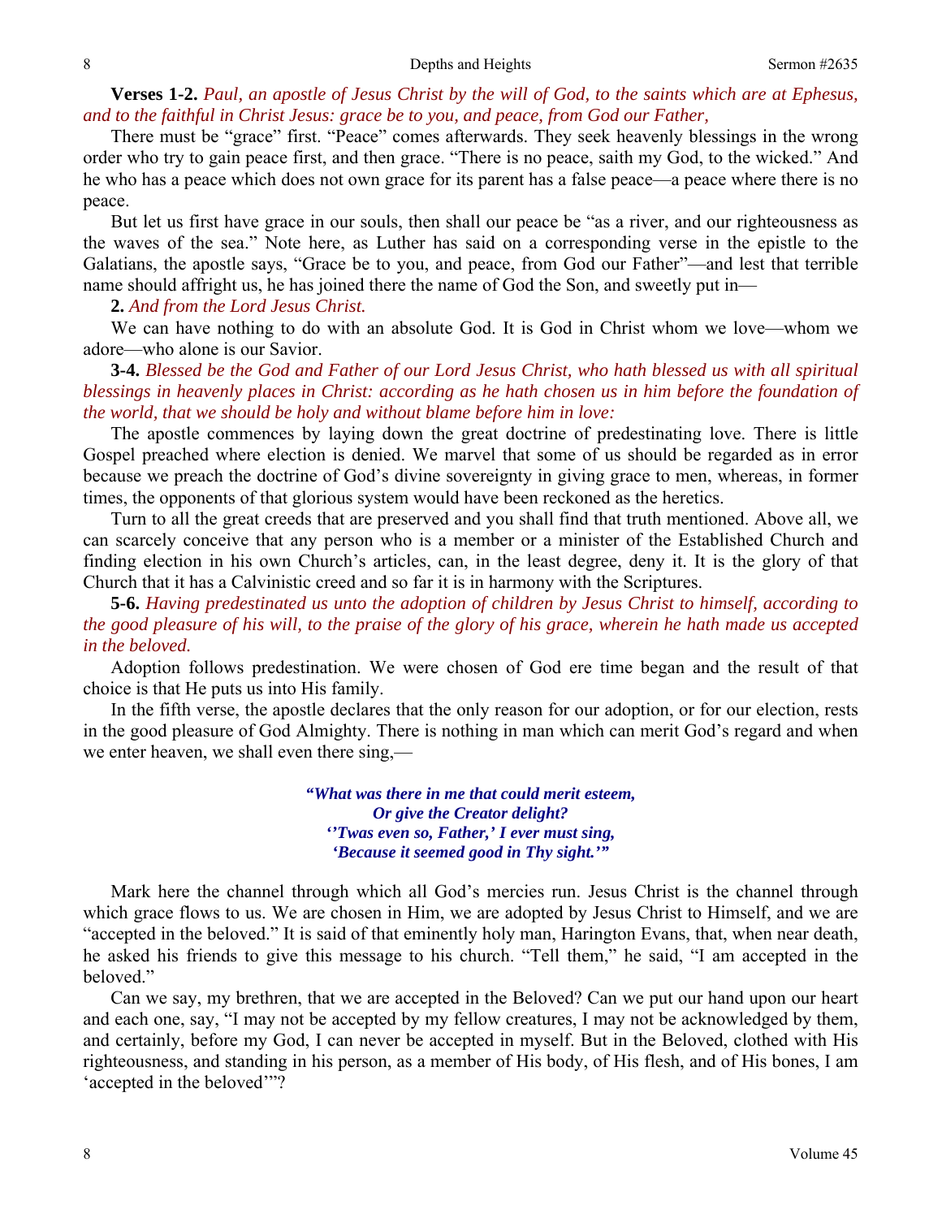**Verses 1-2.** *Paul, an apostle of Jesus Christ by the will of God, to the saints which are at Ephesus, and to the faithful in Christ Jesus: grace be to you, and peace, from God our Father,*

There must be "grace" first. "Peace" comes afterwards. They seek heavenly blessings in the wrong order who try to gain peace first, and then grace. "There is no peace, saith my God, to the wicked." And he who has a peace which does not own grace for its parent has a false peace—a peace where there is no peace.

But let us first have grace in our souls, then shall our peace be "as a river, and our righteousness as the waves of the sea." Note here, as Luther has said on a corresponding verse in the epistle to the Galatians, the apostle says, "Grace be to you, and peace, from God our Father"—and lest that terrible name should affright us, he has joined there the name of God the Son, and sweetly put in—

**2.** *And from the Lord Jesus Christ.*

We can have nothing to do with an absolute God. It is God in Christ whom we love—whom we adore—who alone is our Savior.

**3-4.** *Blessed be the God and Father of our Lord Jesus Christ, who hath blessed us with all spiritual blessings in heavenly places in Christ: according as he hath chosen us in him before the foundation of the world, that we should be holy and without blame before him in love:*

The apostle commences by laying down the great doctrine of predestinating love. There is little Gospel preached where election is denied. We marvel that some of us should be regarded as in error because we preach the doctrine of God's divine sovereignty in giving grace to men, whereas, in former times, the opponents of that glorious system would have been reckoned as the heretics.

Turn to all the great creeds that are preserved and you shall find that truth mentioned. Above all, we can scarcely conceive that any person who is a member or a minister of the Established Church and finding election in his own Church's articles, can, in the least degree, deny it. It is the glory of that Church that it has a Calvinistic creed and so far it is in harmony with the Scriptures.

**5-6.** *Having predestinated us unto the adoption of children by Jesus Christ to himself, according to the good pleasure of his will, to the praise of the glory of his grace, wherein he hath made us accepted in the beloved.*

Adoption follows predestination. We were chosen of God ere time began and the result of that choice is that He puts us into His family.

In the fifth verse, the apostle declares that the only reason for our adoption, or for our election, rests in the good pleasure of God Almighty. There is nothing in man which can merit God's regard and when we enter heaven, we shall even there sing,—

> ***"What was there in me that could merit esteem,***
> ***Or give the Creator delight?***
> ***''Twas even so, Father,' I ever must sing,***
> ***'Because it seemed good in Thy sight.'"***

Mark here the channel through which all God's mercies run. Jesus Christ is the channel through which grace flows to us. We are chosen in Him, we are adopted by Jesus Christ to Himself, and we are "accepted in the beloved." It is said of that eminently holy man, Harington Evans, that, when near death, he asked his friends to give this message to his church. "Tell them," he said, "I am accepted in the beloved."

Can we say, my brethren, that we are accepted in the Beloved? Can we put our hand upon our heart and each one, say, "I may not be accepted by my fellow creatures, I may not be acknowledged by them, and certainly, before my God, I can never be accepted in myself. But in the Beloved, clothed with His righteousness, and standing in his person, as a member of His body, of His flesh, and of His bones, I am 'accepted in the beloved'"?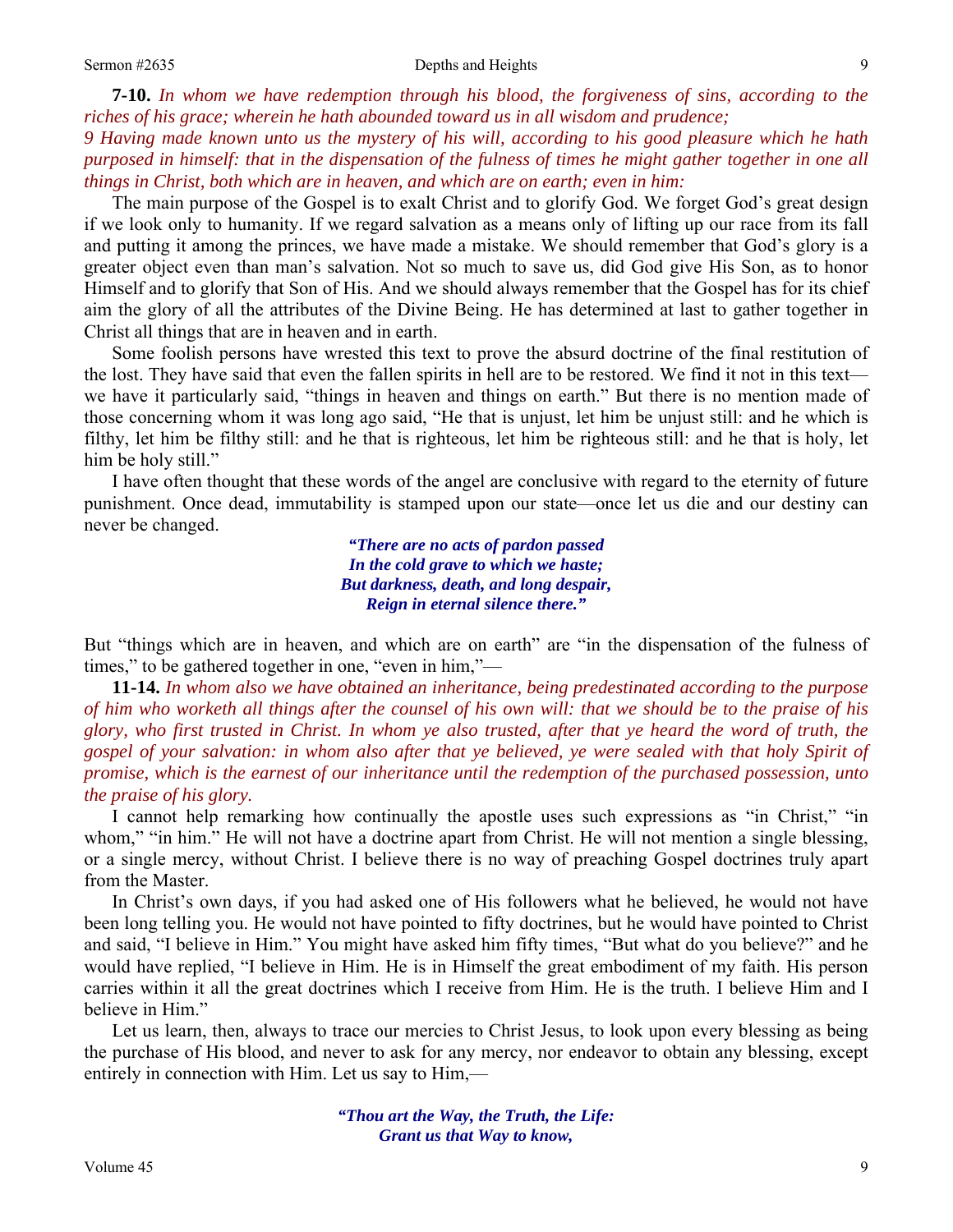**7-10.** *In whom we have redemption through his blood, the forgiveness of sins, according to the riches of his grace; wherein he hath abounded toward us in all wisdom and prudence;*
*9 Having made known unto us the mystery of his will, according to his good pleasure which he hath purposed in himself: that in the dispensation of the fulness of times he might gather together in one all things in Christ, both which are in heaven, and which are on earth; even in him:*

The main purpose of the Gospel is to exalt Christ and to glorify God. We forget God's great design if we look only to humanity. If we regard salvation as a means only of lifting up our race from its fall and putting it among the princes, we have made a mistake. We should remember that God's glory is a greater object even than man's salvation. Not so much to save us, did God give His Son, as to honor Himself and to glorify that Son of His. And we should always remember that the Gospel has for its chief aim the glory of all the attributes of the Divine Being. He has determined at last to gather together in Christ all things that are in heaven and in earth.

Some foolish persons have wrested this text to prove the absurd doctrine of the final restitution of the lost. They have said that even the fallen spirits in hell are to be restored. We find it not in this text—we have it particularly said, "things in heaven and things on earth." But there is no mention made of those concerning whom it was long ago said, "He that is unjust, let him be unjust still: and he which is filthy, let him be filthy still: and he that is righteous, let him be righteous still: and he that is holy, let him be holy still."

I have often thought that these words of the angel are conclusive with regard to the eternity of future punishment. Once dead, immutability is stamped upon our state—once let us die and our destiny can never be changed.

> ***"There are no acts of pardon passed***
> ***In the cold grave to which we haste;***
> ***But darkness, death, and long despair,***
> ***Reign in eternal silence there."***

But "things which are in heaven, and which are on earth" are "in the dispensation of the fulness of times," to be gathered together in one, "even in him,"—

**11-14.** *In whom also we have obtained an inheritance, being predestinated according to the purpose of him who worketh all things after the counsel of his own will: that we should be to the praise of his glory, who first trusted in Christ. In whom ye also trusted, after that ye heard the word of truth, the gospel of your salvation: in whom also after that ye believed, ye were sealed with that holy Spirit of promise, which is the earnest of our inheritance until the redemption of the purchased possession, unto the praise of his glory.*

I cannot help remarking how continually the apostle uses such expressions as "in Christ," "in whom," "in him." He will not have a doctrine apart from Christ. He will not mention a single blessing, or a single mercy, without Christ. I believe there is no way of preaching Gospel doctrines truly apart from the Master.

In Christ's own days, if you had asked one of His followers what he believed, he would not have been long telling you. He would not have pointed to fifty doctrines, but he would have pointed to Christ and said, "I believe in Him." You might have asked him fifty times, "But what do you believe?" and he would have replied, "I believe in Him. He is in Himself the great embodiment of my faith. His person carries within it all the great doctrines which I receive from Him. He is the truth. I believe Him and I believe in Him."

Let us learn, then, always to trace our mercies to Christ Jesus, to look upon every blessing as being the purchase of His blood, and never to ask for any mercy, nor endeavor to obtain any blessing, except entirely in connection with Him. Let us say to Him,—

> ***"Thou art the Way, the Truth, the Life:***
> ***Grant us that Way to know,***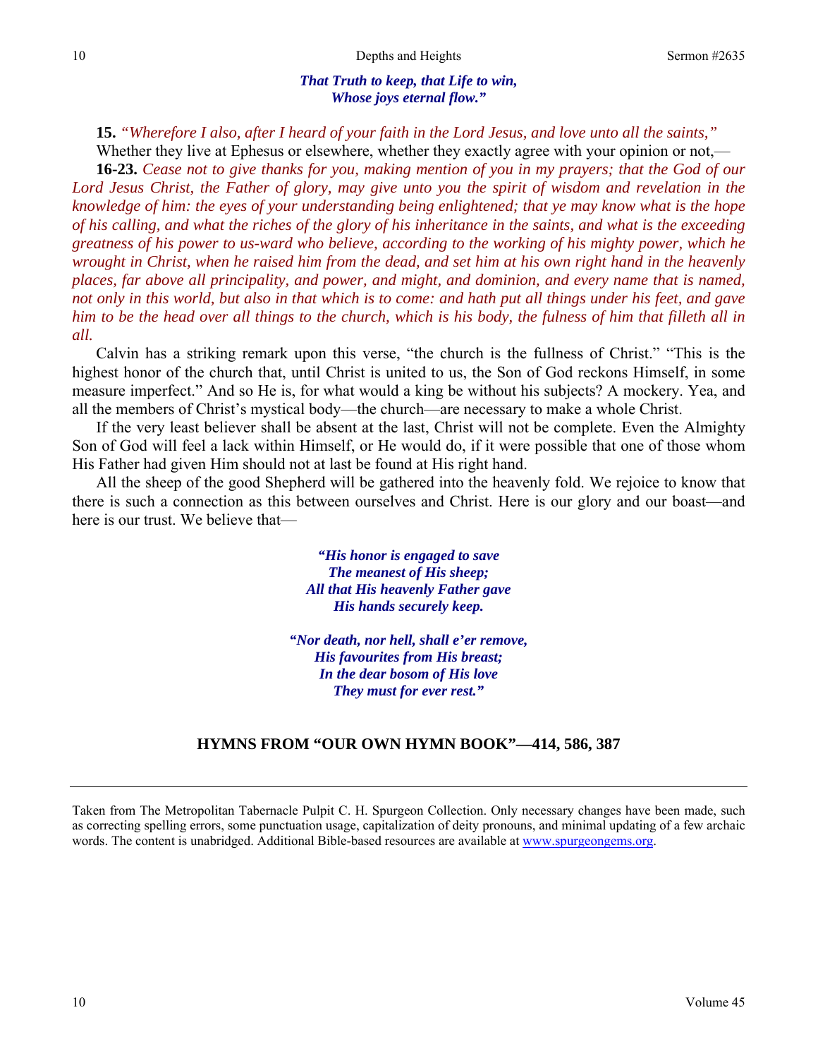*That Truth to keep, that Life to win,*
*Whose joys eternal flow."*

**15.** *"Wherefore I also, after I heard of your faith in the Lord Jesus, and love unto all the saints,"*

Whether they live at Ephesus or elsewhere, whether they exactly agree with your opinion or not,—

**16-23.** *Cease not to give thanks for you, making mention of you in my prayers; that the God of our Lord Jesus Christ, the Father of glory, may give unto you the spirit of wisdom and revelation in the knowledge of him: the eyes of your understanding being enlightened; that ye may know what is the hope of his calling, and what the riches of the glory of his inheritance in the saints, and what is the exceeding greatness of his power to us-ward who believe, according to the working of his mighty power, which he wrought in Christ, when he raised him from the dead, and set him at his own right hand in the heavenly places, far above all principality, and power, and might, and dominion, and every name that is named, not only in this world, but also in that which is to come: and hath put all things under his feet, and gave him to be the head over all things to the church, which is his body, the fulness of him that filleth all in all.*

Calvin has a striking remark upon this verse, "the church is the fullness of Christ." "This is the highest honor of the church that, until Christ is united to us, the Son of God reckons Himself, in some measure imperfect." And so He is, for what would a king be without his subjects? A mockery. Yea, and all the members of Christ's mystical body—the church—are necessary to make a whole Christ.

If the very least believer shall be absent at the last, Christ will not be complete. Even the Almighty Son of God will feel a lack within Himself, or He would do, if it were possible that one of those whom His Father had given Him should not at last be found at His right hand.

All the sheep of the good Shepherd will be gathered into the heavenly fold. We rejoice to know that there is such a connection as this between ourselves and Christ. Here is our glory and our boast—and here is our trust. We believe that—

*"His honor is engaged to save*
*The meanest of His sheep;*
*All that His heavenly Father gave*
*His hands securely keep.*

*"Nor death, nor hell, shall e'er remove,*
*His favourites from His breast;*
*In the dear bosom of His love*
*They must for ever rest."*

**HYMNS FROM "OUR OWN HYMN BOOK"—414, 586, 387**

---

Taken from The Metropolitan Tabernacle Pulpit C. H. Spurgeon Collection. Only necessary changes have been made, such as correcting spelling errors, some punctuation usage, capitalization of deity pronouns, and minimal updating of a few archaic words. The content is unabridged. Additional Bible-based resources are available at www.spurgeongems.org.